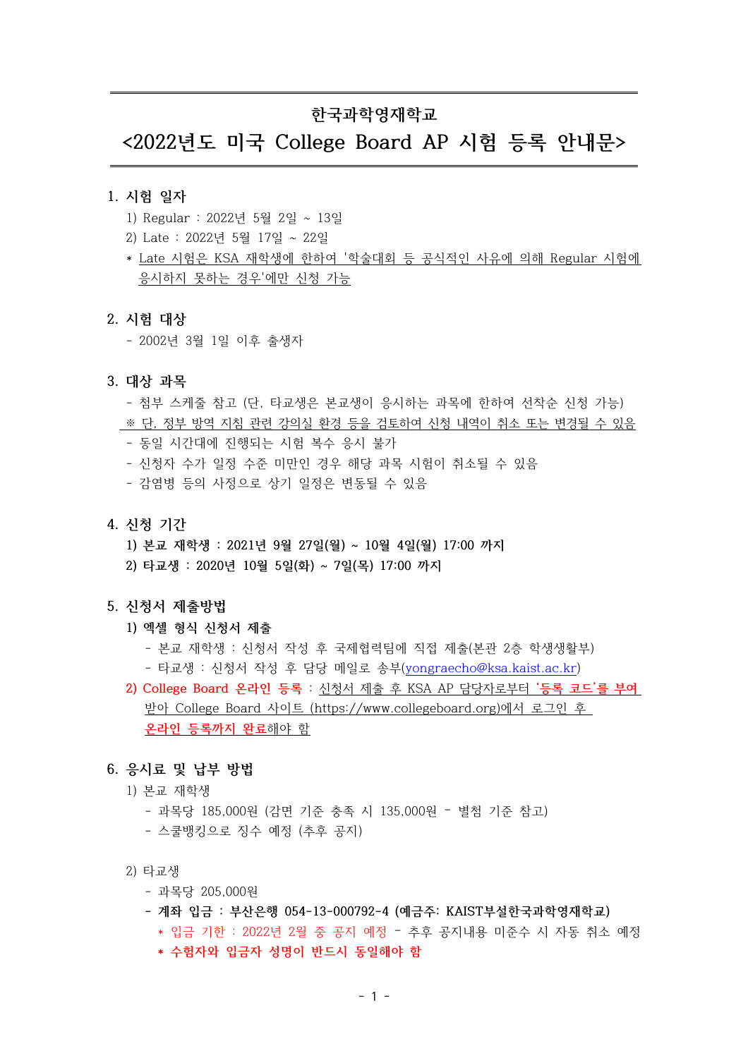# 한국과학영재학교

## <2022년도 미국 College Board AP 시험 등록 안내문>

### 1. 시험 일자

1) Regular : 2022년 5월 2일 ~ 13일

2) Late : 2022년 5월 17일 ~ 22일

\* Late 시험은 KSA 재학생에 한하여 '학술대회 등 공식적인 사유에 의해 Regular 시험에 응시하지 못하는 경우'에만 신청 가능

### 2. 시험 대상

- 2002년 3월 1일 이후 출생자

### 3. 대상 과목

- 첨부 스케줄 참고 (단, 타교생은 본교생이 응시하는 과목에 한하여 선착순 신청 가능)

※ 단, 정부 방역 지침 관련 강의실 환경 등을 검토하여 신청 내역이 취소 또는 변경될 수 있음

- 동일 시간대에 진행되는 시험 복수 응시 불가
- 신청자 수가 일정 수준 미만인 경우 해당 과목 시험이 취소될 수 있음
- 감염병 등의 사정으로 상기 일정은 변동될 수 있음

### 4. 신청 기간

**1) 본교 재학생 : 2021년 9월 27일(월) ~ 10월 4일(월) 17:00 까지**

**2) 타교생 : 2020년 10월 5일(화) ~ 7일(목) 17:00 까지**

### 5. 신청서 제출방법

**1) 엑셀 형식 신청서 제출**

- 본교 재학생 : 신청서 작성 후 국제협력팀에 직접 제출(본관 2층 학생생활부)
- 타교생 : 신청서 작성 후 담당 메일로 송부(yongraecho@ksa.kaist.ac.kr)

2) College Board 온라인 등록 : 신청서 제출 후 KSA AP 담당자로부터 **'등록 코드'를 부여** 받아 College Board 사이트 (https://www.collegeboard.org)에서 로그인 후 온라인 등록까지 완료해야 함

### 6. 응시료 및 납부 방법

1) 본교 재학생

- 과목당 185,000원 (감면 기준 충족 시 135,000원 – 별첨 기준 참고)
- 스쿨뱅킹으로 징수 예정 (추후 공지)

2) 타교생

- 과목당 205,000원
- **계좌 입금 : 부산은행 054-13-000792-4 (예금주: KAIST부설한국과학영재학교)**
  - \* 입금 기한 : 2022년 2월 중 공지 예정 – 추후 공지내용 미준수 시 자동 취소 예정
  - **\* 수험자와 입금자 성명이 반드시 동일해야 함**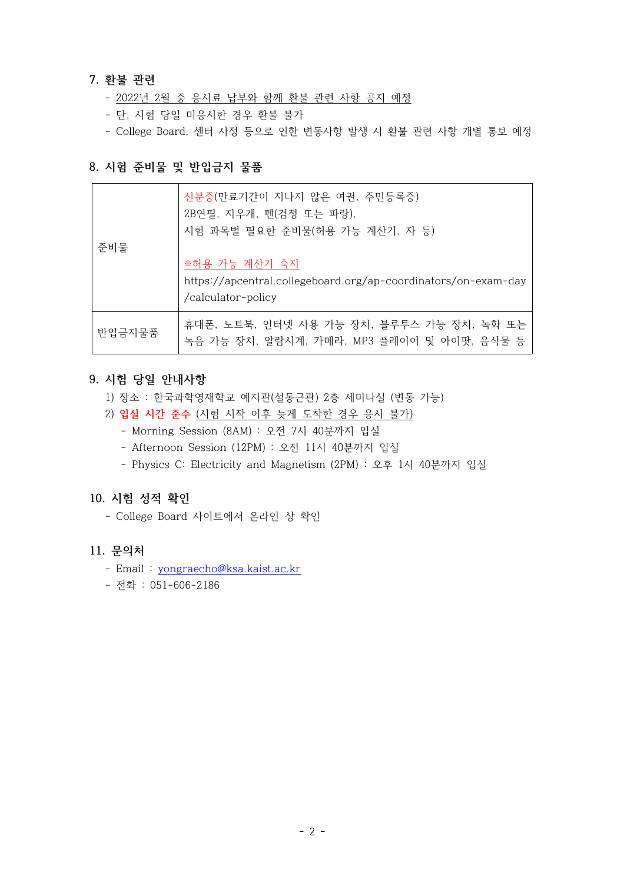## 7. 환불 관련

- 2022년 2월 중 응시료 납부와 함께 환불 관련 사항 공지 예정
- 단, 시험 당일 미응시한 경우 환불 불가
- College Board, 센터 사정 등으로 인한 변동사항 발생 시 환불 관련 사항 개별 통보 예정

## 8. 시험 준비물 및 반입금지 물품

| | |
|---|---|
| 준비물 | 신분증(만료기간이 지나지 않은 여권, 주민등록증)<br>2B연필, 지우개, 펜(검정 또는 파랑),<br>시험 과목별 필요한 준비물(허용 가능 계산기, 자 등)<br><br>※허용 가능 계산기 숙지<br>https://apcentral.collegeboard.org/ap-coordinators/on-exam-day/calculator-policy |
| 반입금지물품 | 휴대폰, 노트북, 인터넷 사용 가능 장치, 블루투스 가능 장치, 녹화 또는 녹음 가능 장치, 알람시계, 카메라, MP3 플레이어 및 아이팟, 음식물 등 |

## 9. 시험 당일 안내사항

1) 장소 : 한국과학영재학교 예지관(설동근관) 2층 세미나실 (변동 가능)
2) **입실 시간 준수** (시험 시작 이후 늦게 도착한 경우 응시 불가)
   - Morning Session (8AM) : 오전 7시 40분까지 입실
   - Afternoon Session (12PM) : 오전 11시 40분까지 입실
   - Physics C: Electricity and Magnetism (2PM) : 오후 1시 40분까지 입실

## 10. 시험 성적 확인

- College Board 사이트에서 온라인 상 확인

## 11. 문의처

- Email : yongraecho@ksa.kaist.ac.kr
- 전화 : 051-606-2186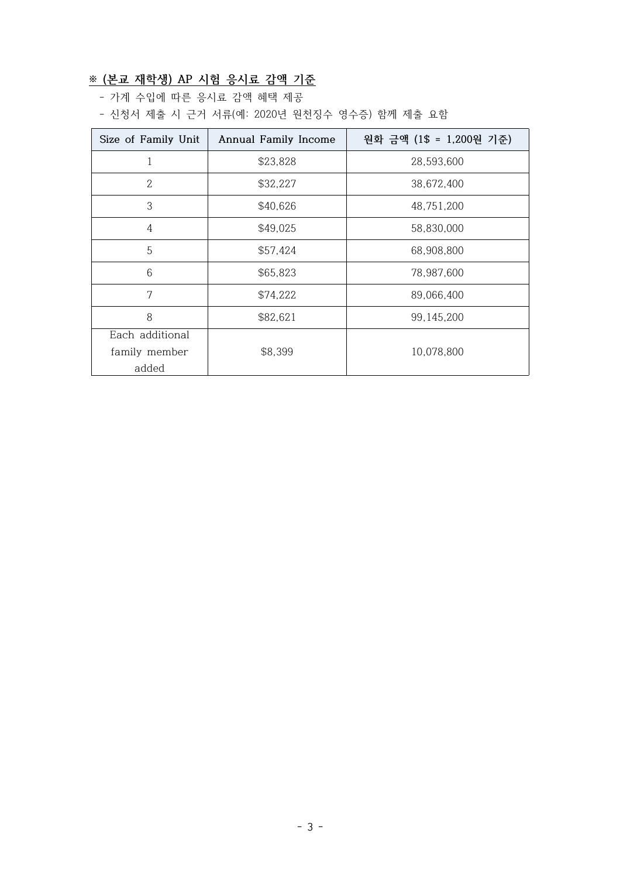**※ (본교 재학생) AP 시험 응시료 감액 기준**

- 가계 수입에 따른 응시료 감액 혜택 제공
- 신청서 제출 시 근거 서류(예: 2020년 원천징수 영수증) 함께 제출 요함

| Size of Family Unit | Annual Family Income | 원화 금액 (1$ = 1,200원 기준) |
| --- | --- | --- |
| 1 | $23,828 | 28,593,600 |
| 2 | $32,227 | 38,672,400 |
| 3 | $40,626 | 48,751,200 |
| 4 | $49,025 | 58,830,000 |
| 5 | $57,424 | 68,908,800 |
| 6 | $65,823 | 78,987,600 |
| 7 | $74,222 | 89,066,400 |
| 8 | $82,621 | 99,145,200 |
| Each additional family member added | $8,399 | 10,078,800 |